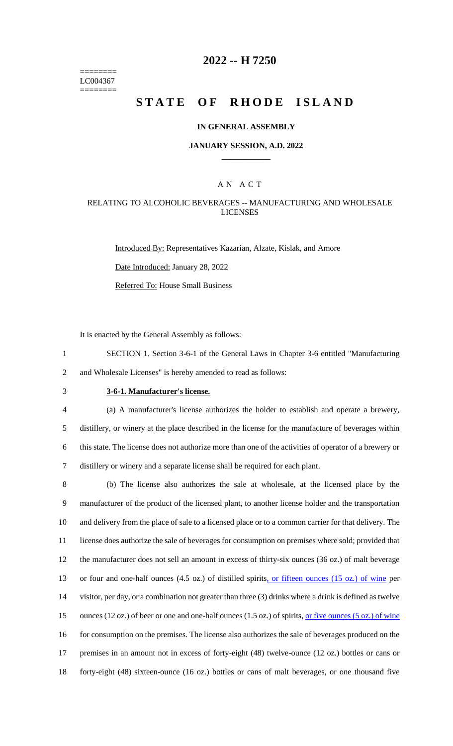LC004367

# 2022 -- H 7250

# STATE OF RHODE ISLAND

## IN GENERAL ASSEMBLY

### JANUARY SESSION, A.D. 2022

## A N A C T

### RELATING TO ALCOHOLIC BEVERAGES -- MANUFACTURING AND WHOLESALE LICENSES

Introduced By: Representatives Kazarian, Alzate, Kislak, and Amore

Date Introduced: January 28, 2022

Referred To: House Small Business

It is enacted by the General Assembly as follows:

1 SECTION 1. Section 3-6-1 of the General Laws in Chapter 3-6 entitled "Manufacturing
2 and Wholesale Licenses" is hereby amended to read as follows:

3 **3-6-1. Manufacturer's license.**

4 (a) A manufacturer's license authorizes the holder to establish and operate a brewery,
5 distillery, or winery at the place described in the license for the manufacture of beverages within
6 this state. The license does not authorize more than one of the activities of operator of a brewery or
7 distillery or winery and a separate license shall be required for each plant.

8 (b) The license also authorizes the sale at wholesale, at the licensed place by the
9 manufacturer of the product of the licensed plant, to another license holder and the transportation
10 and delivery from the place of sale to a licensed place or to a common carrier for that delivery. The
11 license does authorize the sale of beverages for consumption on premises where sold; provided that
12 the manufacturer does not sell an amount in excess of thirty-six ounces (36 oz.) of malt beverage
13 or four and one-half ounces (4.5 oz.) of distilled spirits<u>, or fifteen ounces (15 oz.) of wine</u> per
14 visitor, per day, or a combination not greater than three (3) drinks where a drink is defined as twelve
15 ounces (12 oz.) of beer or one and one-half ounces (1.5 oz.) of spirits, <u>or five ounces (5 oz.) of wine</u>
16 for consumption on the premises. The license also authorizes the sale of beverages produced on the
17 premises in an amount not in excess of forty-eight (48) twelve-ounce (12 oz.) bottles or cans or
18 forty-eight (48) sixteen-ounce (16 oz.) bottles or cans of malt beverages, or one thousand five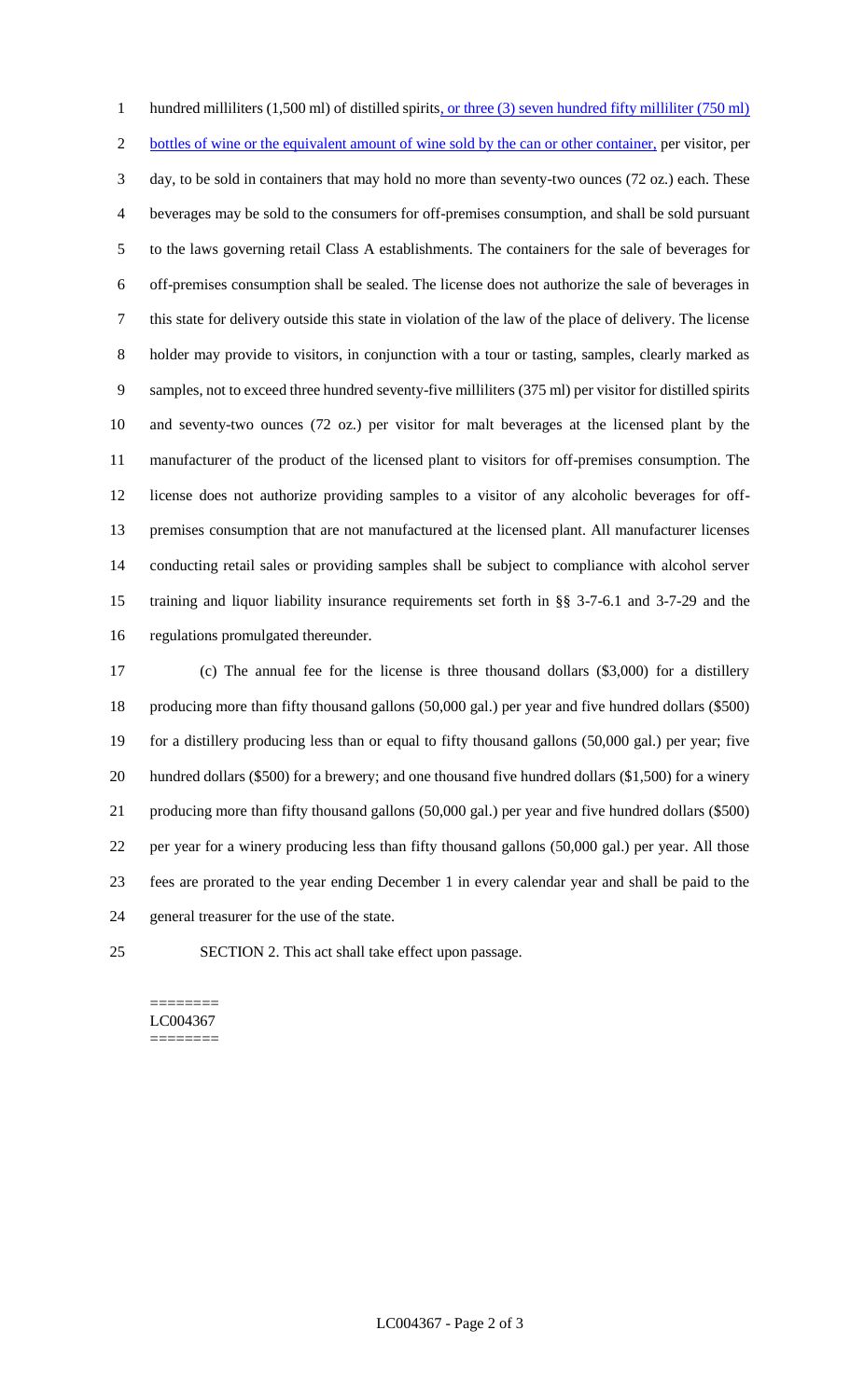hundred milliliters (1,500 ml) of distilled spirits, or three (3) seven hundred fifty milliliter (750 ml) bottles of wine or the equivalent amount of wine sold by the can or other container, per visitor, per day, to be sold in containers that may hold no more than seventy-two ounces (72 oz.) each. These beverages may be sold to the consumers for off-premises consumption, and shall be sold pursuant to the laws governing retail Class A establishments. The containers for the sale of beverages for off-premises consumption shall be sealed. The license does not authorize the sale of beverages in this state for delivery outside this state in violation of the law of the place of delivery. The license holder may provide to visitors, in conjunction with a tour or tasting, samples, clearly marked as samples, not to exceed three hundred seventy-five milliliters (375 ml) per visitor for distilled spirits and seventy-two ounces (72 oz.) per visitor for malt beverages at the licensed plant by the manufacturer of the product of the licensed plant to visitors for off-premises consumption. The license does not authorize providing samples to a visitor of any alcoholic beverages for off-premises consumption that are not manufactured at the licensed plant. All manufacturer licenses conducting retail sales or providing samples shall be subject to compliance with alcohol server training and liquor liability insurance requirements set forth in §§ 3-7-6.1 and 3-7-29 and the regulations promulgated thereunder.

(c) The annual fee for the license is three thousand dollars ($3,000) for a distillery producing more than fifty thousand gallons (50,000 gal.) per year and five hundred dollars ($500) for a distillery producing less than or equal to fifty thousand gallons (50,000 gal.) per year; five hundred dollars ($500) for a brewery; and one thousand five hundred dollars ($1,500) for a winery producing more than fifty thousand gallons (50,000 gal.) per year and five hundred dollars ($500) per year for a winery producing less than fifty thousand gallons (50,000 gal.) per year. All those fees are prorated to the year ending December 1 in every calendar year and shall be paid to the general treasurer for the use of the state.

SECTION 2. This act shall take effect upon passage.

========
LC004367
========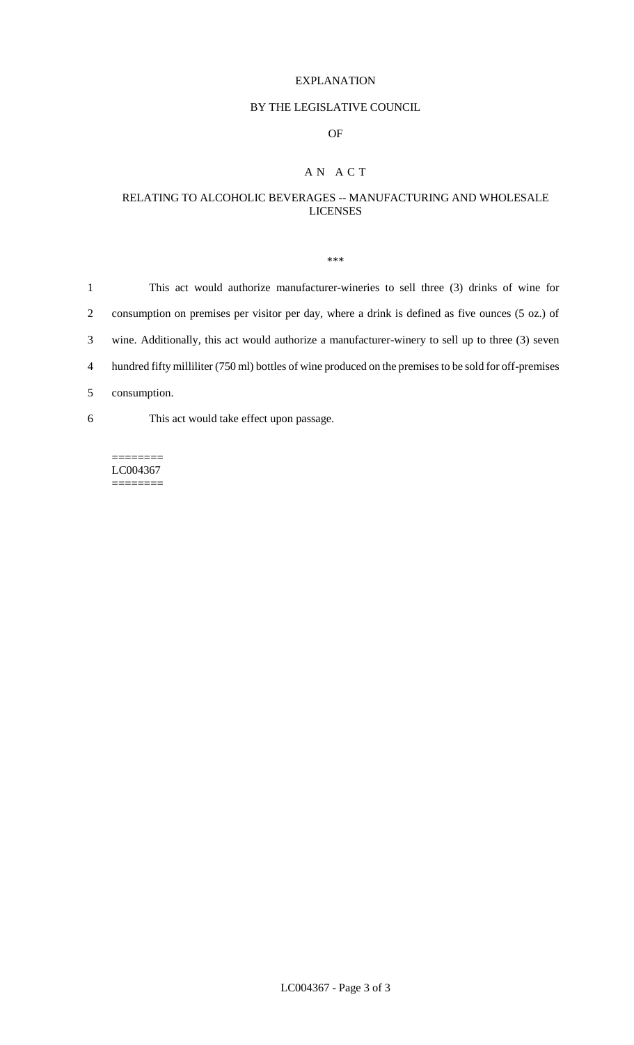EXPLANATION

BY THE LEGISLATIVE COUNCIL

OF

# A N A C T

RELATING TO ALCOHOLIC BEVERAGES -- MANUFACTURING AND WHOLESALE LICENSES

\*\*\*

This act would authorize manufacturer-wineries to sell three (3) drinks of wine for consumption on premises per visitor per day, where a drink is defined as five ounces (5 oz.) of wine. Additionally, this act would authorize a manufacturer-winery to sell up to three (3) seven hundred fifty milliliter (750 ml) bottles of wine produced on the premises to be sold for off-premises consumption.

This act would take effect upon passage.

========
LC004367
========